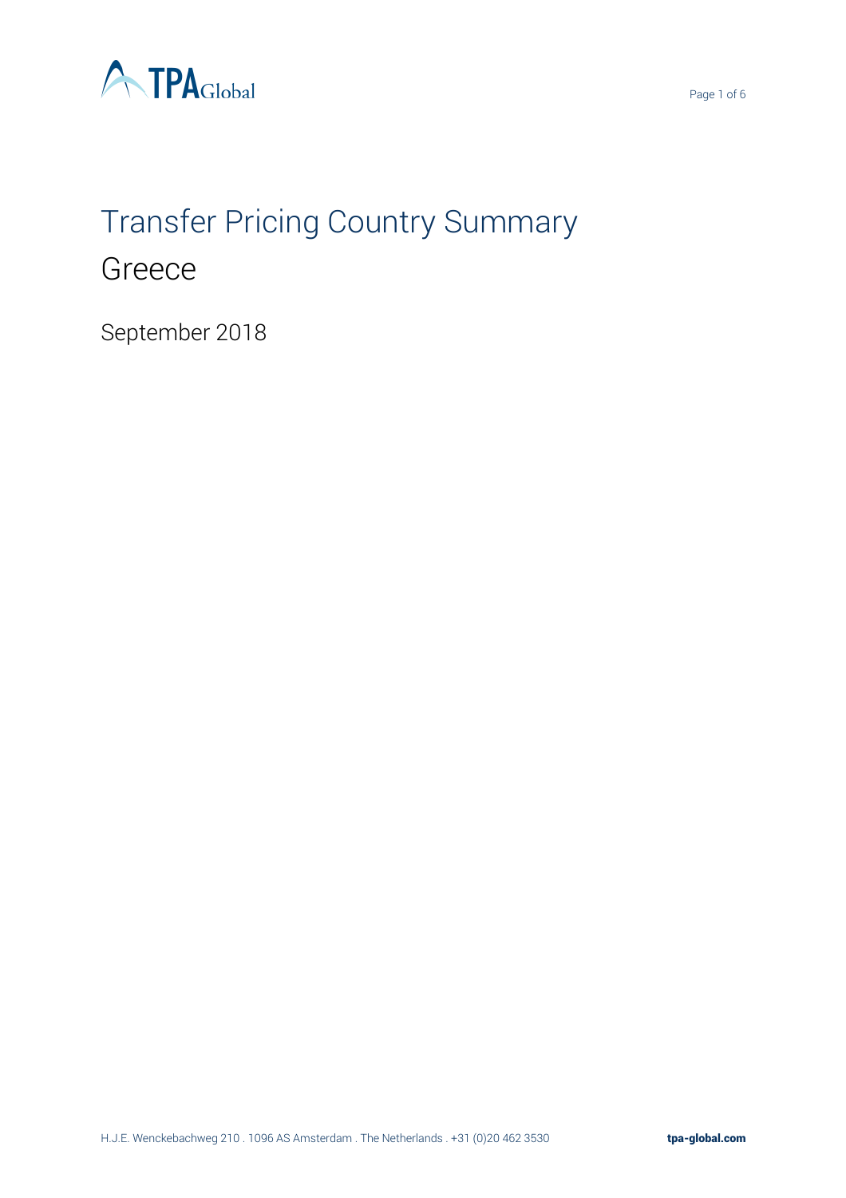# Transfer Pricing Country Summary

## Greece

September 2018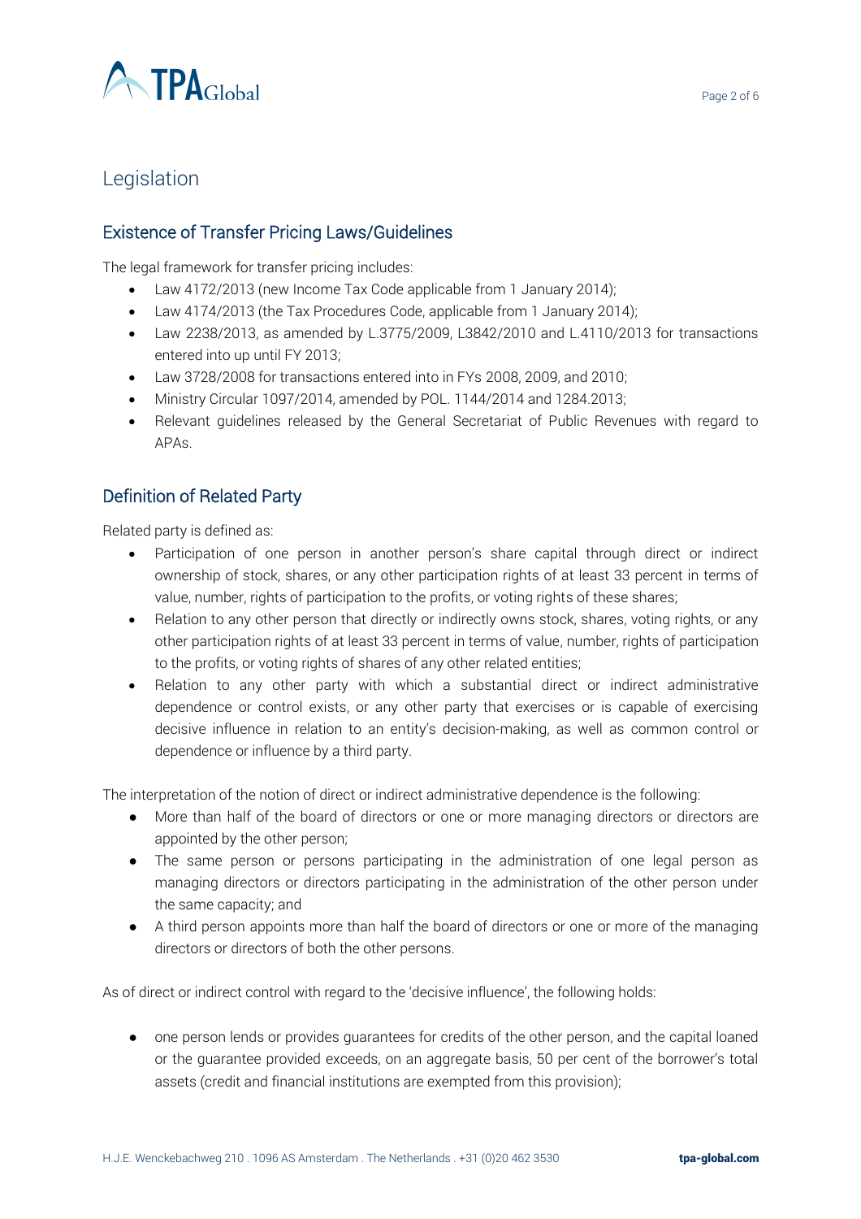## Legislation

### Existence of Transfer Pricing Laws/Guidelines

The legal framework for transfer pricing includes:

- Law 4172/2013 (new Income Tax Code applicable from 1 January 2014);
- Law 4174/2013 (the Tax Procedures Code, applicable from 1 January 2014);
- Law 2238/2013, as amended by L.3775/2009, L3842/2010 and L.4110/2013 for transactions entered into up until FY 2013;
- Law 3728/2008 for transactions entered into in FYs 2008, 2009, and 2010;
- Ministry Circular 1097/2014, amended by POL. 1144/2014 and 1284.2013;
- Relevant guidelines released by the General Secretariat of Public Revenues with regard to APAs.

### Definition of Related Party

Related party is defined as:

- Participation of one person in another person's share capital through direct or indirect ownership of stock, shares, or any other participation rights of at least 33 percent in terms of value, number, rights of participation to the profits, or voting rights of these shares;
- Relation to any other person that directly or indirectly owns stock, shares, voting rights, or any other participation rights of at least 33 percent in terms of value, number, rights of participation to the profits, or voting rights of shares of any other related entities;
- Relation to any other party with which a substantial direct or indirect administrative dependence or control exists, or any other party that exercises or is capable of exercising decisive influence in relation to an entity's decision-making, as well as common control or dependence or influence by a third party.

The interpretation of the notion of direct or indirect administrative dependence is the following:

- More than half of the board of directors or one or more managing directors or directors are appointed by the other person;
- The same person or persons participating in the administration of one legal person as managing directors or directors participating in the administration of the other person under the same capacity; and
- A third person appoints more than half the board of directors or one or more of the managing directors or directors of both the other persons.

As of direct or indirect control with regard to the 'decisive influence', the following holds:

- one person lends or provides guarantees for credits of the other person, and the capital loaned or the guarantee provided exceeds, on an aggregate basis, 50 per cent of the borrower's total assets (credit and financial institutions are exempted from this provision);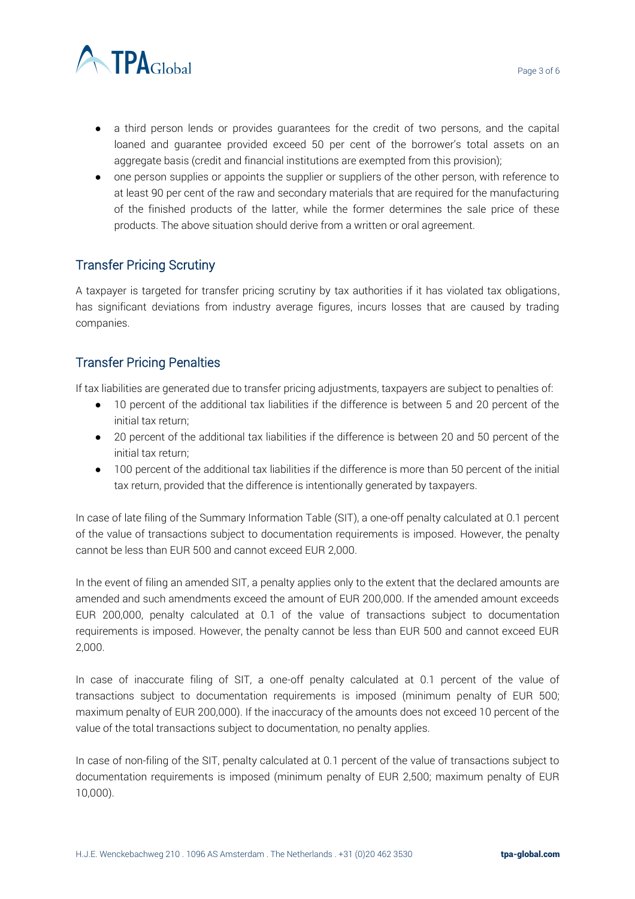- a third person lends or provides guarantees for the credit of two persons, and the capital loaned and guarantee provided exceed 50 per cent of the borrower's total assets on an aggregate basis (credit and financial institutions are exempted from this provision);
- one person supplies or appoints the supplier or suppliers of the other person, with reference to at least 90 per cent of the raw and secondary materials that are required for the manufacturing of the finished products of the latter, while the former determines the sale price of these products. The above situation should derive from a written or oral agreement.

## Transfer Pricing Scrutiny

A taxpayer is targeted for transfer pricing scrutiny by tax authorities if it has violated tax obligations, has significant deviations from industry average figures, incurs losses that are caused by trading companies.

## Transfer Pricing Penalties

If tax liabilities are generated due to transfer pricing adjustments, taxpayers are subject to penalties of:

- 10 percent of the additional tax liabilities if the difference is between 5 and 20 percent of the initial tax return;
- 20 percent of the additional tax liabilities if the difference is between 20 and 50 percent of the initial tax return;
- 100 percent of the additional tax liabilities if the difference is more than 50 percent of the initial tax return, provided that the difference is intentionally generated by taxpayers.

In case of late filing of the Summary Information Table (SIT), a one-off penalty calculated at 0.1 percent of the value of transactions subject to documentation requirements is imposed. However, the penalty cannot be less than EUR 500 and cannot exceed EUR 2,000.

In the event of filing an amended SIT, a penalty applies only to the extent that the declared amounts are amended and such amendments exceed the amount of EUR 200,000. If the amended amount exceeds EUR 200,000, penalty calculated at 0.1 of the value of transactions subject to documentation requirements is imposed. However, the penalty cannot be less than EUR 500 and cannot exceed EUR 2,000.

In case of inaccurate filing of SIT, a one-off penalty calculated at 0.1 percent of the value of transactions subject to documentation requirements is imposed (minimum penalty of EUR 500; maximum penalty of EUR 200,000). If the inaccuracy of the amounts does not exceed 10 percent of the value of the total transactions subject to documentation, no penalty applies.

In case of non-filing of the SIT, penalty calculated at 0.1 percent of the value of transactions subject to documentation requirements is imposed (minimum penalty of EUR 2,500; maximum penalty of EUR 10,000).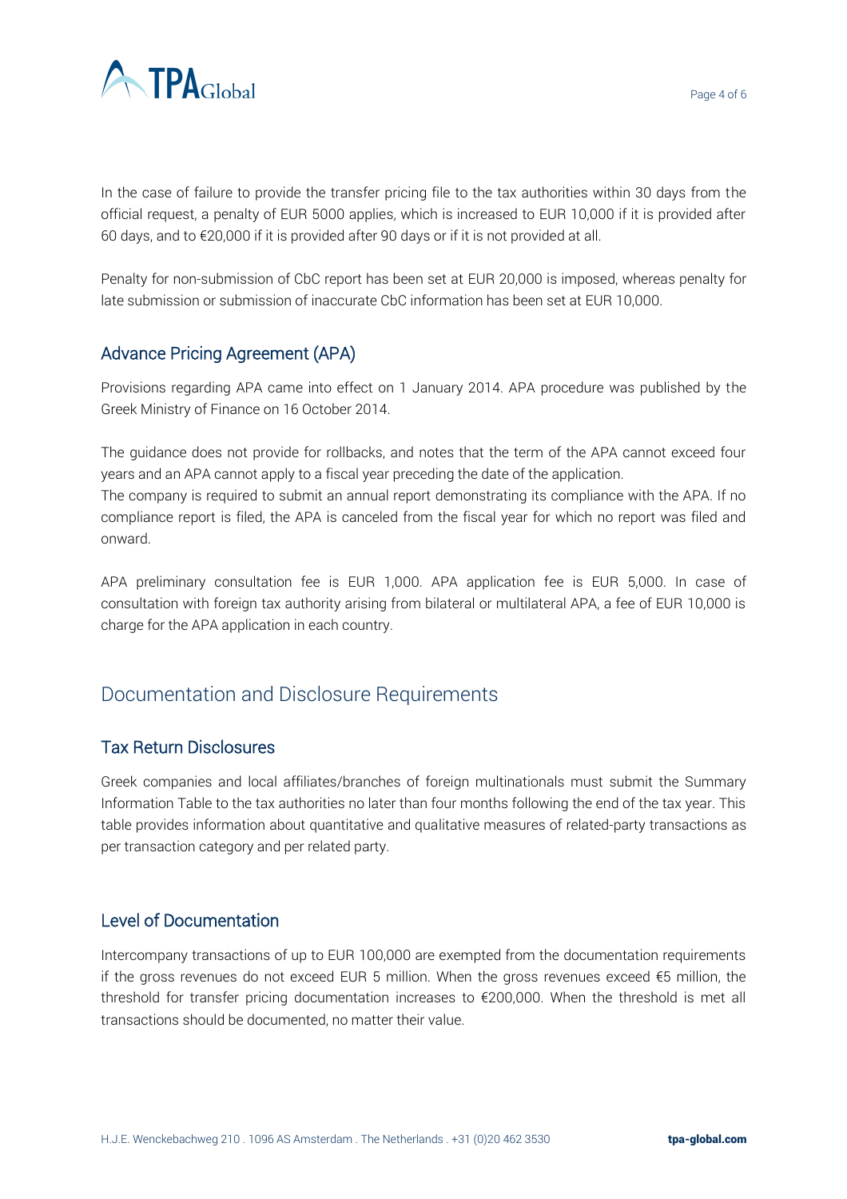In the case of failure to provide the transfer pricing file to the tax authorities within 30 days from the official request, a penalty of EUR 5000 applies, which is increased to EUR 10,000 if it is provided after 60 days, and to €20,000 if it is provided after 90 days or if it is not provided at all.

Penalty for non-submission of CbC report has been set at EUR 20,000 is imposed, whereas penalty for late submission or submission of inaccurate CbC information has been set at EUR 10,000.

### Advance Pricing Agreement (APA)

Provisions regarding APA came into effect on 1 January 2014. APA procedure was published by the Greek Ministry of Finance on 16 October 2014.

The guidance does not provide for rollbacks, and notes that the term of the APA cannot exceed four years and an APA cannot apply to a fiscal year preceding the date of the application.
The company is required to submit an annual report demonstrating its compliance with the APA. If no compliance report is filed, the APA is canceled from the fiscal year for which no report was filed and onward.

APA preliminary consultation fee is EUR 1,000. APA application fee is EUR 5,000. In case of consultation with foreign tax authority arising from bilateral or multilateral APA, a fee of EUR 10,000 is charge for the APA application in each country.

## Documentation and Disclosure Requirements

### Tax Return Disclosures

Greek companies and local affiliates/branches of foreign multinationals must submit the Summary Information Table to the tax authorities no later than four months following the end of the tax year. This table provides information about quantitative and qualitative measures of related-party transactions as per transaction category and per related party.

### Level of Documentation

Intercompany transactions of up to EUR 100,000 are exempted from the documentation requirements if the gross revenues do not exceed EUR 5 million. When the gross revenues exceed €5 million, the threshold for transfer pricing documentation increases to €200,000. When the threshold is met all transactions should be documented, no matter their value.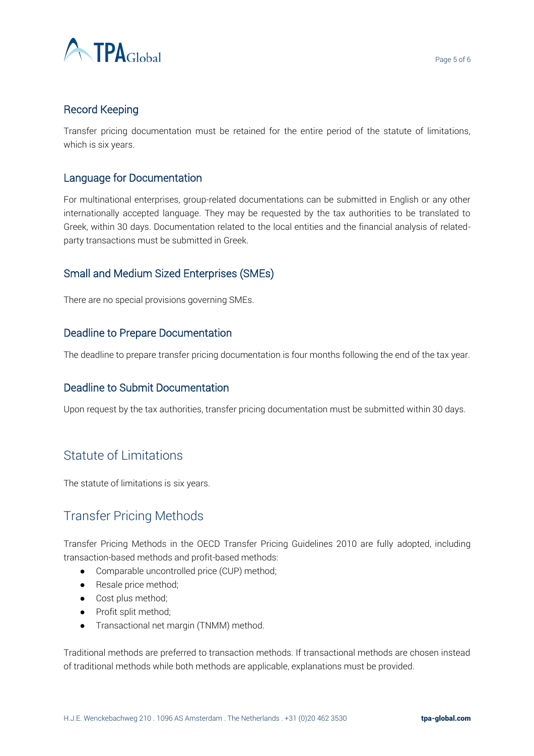### Record Keeping

Transfer pricing documentation must be retained for the entire period of the statute of limitations, which is six years.

### Language for Documentation

For multinational enterprises, group-related documentations can be submitted in English or any other internationally accepted language. They may be requested by the tax authorities to be translated to Greek, within 30 days. Documentation related to the local entities and the financial analysis of related-party transactions must be submitted in Greek.

### Small and Medium Sized Enterprises (SMEs)

There are no special provisions governing SMEs.

### Deadline to Prepare Documentation

The deadline to prepare transfer pricing documentation is four months following the end of the tax year.

### Deadline to Submit Documentation

Upon request by the tax authorities, transfer pricing documentation must be submitted within 30 days.

## Statute of Limitations

The statute of limitations is six years.

## Transfer Pricing Methods

Transfer Pricing Methods in the OECD Transfer Pricing Guidelines 2010 are fully adopted, including transaction-based methods and profit-based methods:

- Comparable uncontrolled price (CUP) method;
- Resale price method;
- Cost plus method;
- Profit split method;
- Transactional net margin (TNMM) method.

Traditional methods are preferred to transaction methods. If transactional methods are chosen instead of traditional methods while both methods are applicable, explanations must be provided.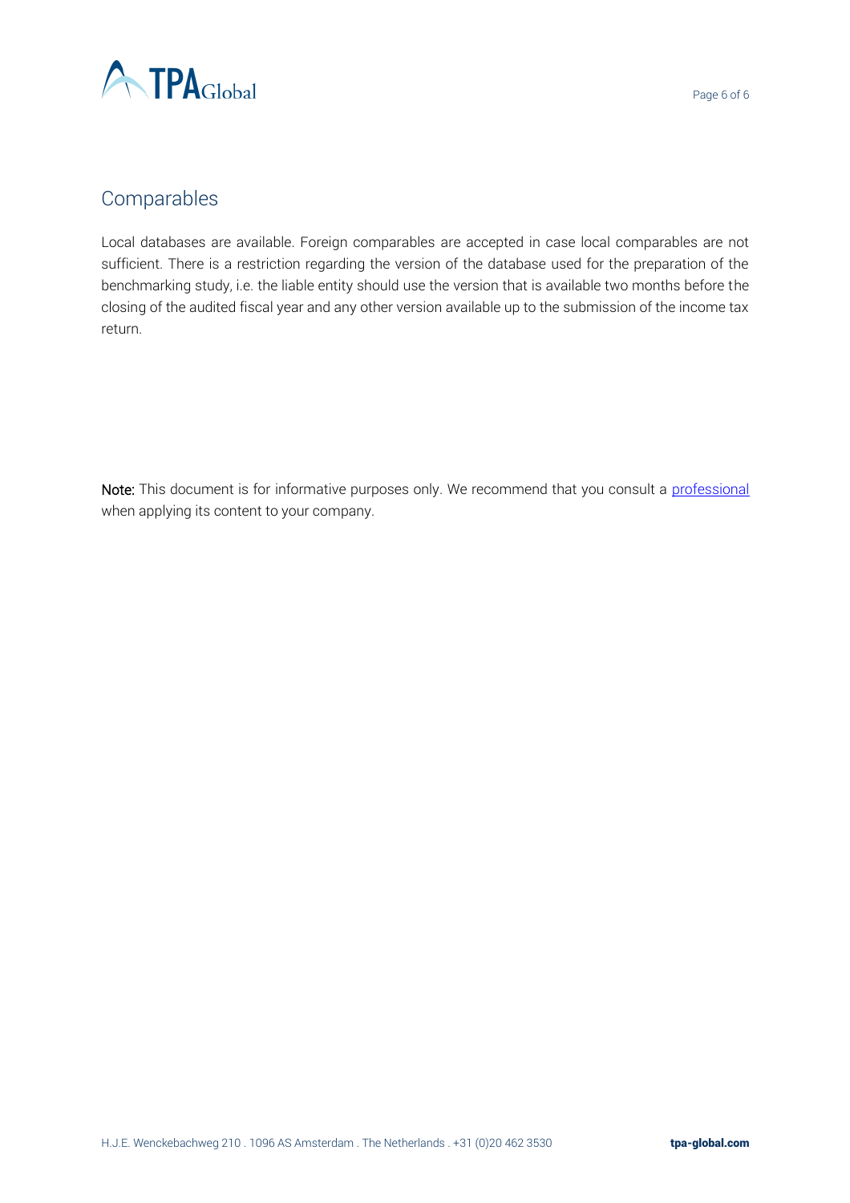## Comparables

Local databases are available. Foreign comparables are accepted in case local comparables are not sufficient. There is a restriction regarding the version of the database used for the preparation of the benchmarking study, i.e. the liable entity should use the version that is available two months before the closing of the audited fiscal year and any other version available up to the submission of the income tax return.

**Note:** This document is for informative purposes only. We recommend that you consult a professional when applying its content to your company.